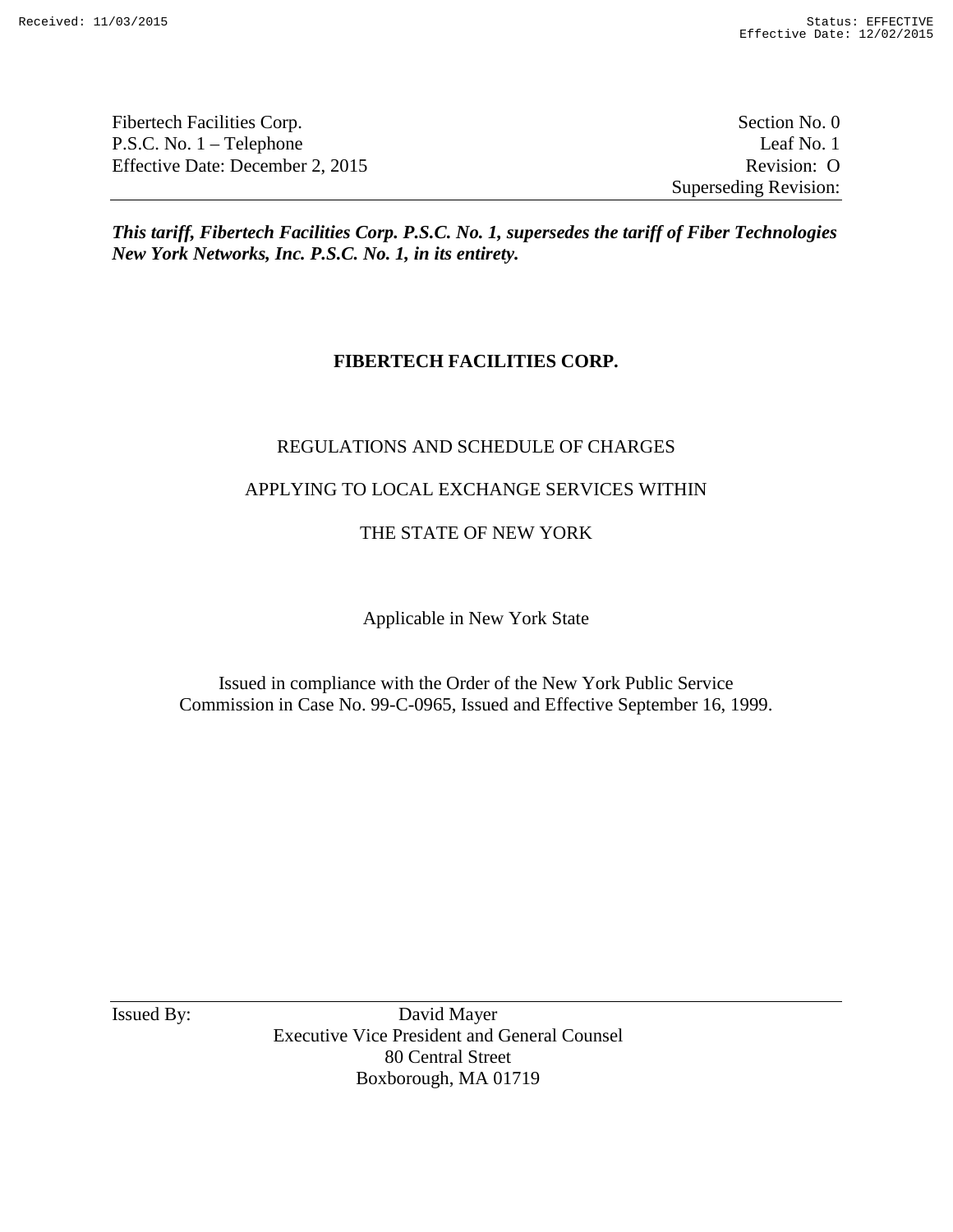Fibertech Facilities Corp.  
P.S.C. No. 1 – Telephone  
Effective Date: December 2, 2015

Section No. 0  
Leaf No. 1  
Revision: O  
Superseding Revision:

***This tariff, Fibertech Facilities Corp. P.S.C. No. 1, supersedes the tariff of Fiber Technologies New York Networks, Inc. P.S.C. No. 1, in its entirety.***

# FIBERTECH FACILITIES CORP.

REGULATIONS AND SCHEDULE OF CHARGES

APPLYING TO LOCAL EXCHANGE SERVICES WITHIN

THE STATE OF NEW YORK

Applicable in New York State

Issued in compliance with the Order of the New York Public Service Commission in Case No. 99-C-0965, Issued and Effective September 16, 1999.

Issued By: David Mayer  
Executive Vice President and General Counsel  
80 Central Street  
Boxborough, MA 01719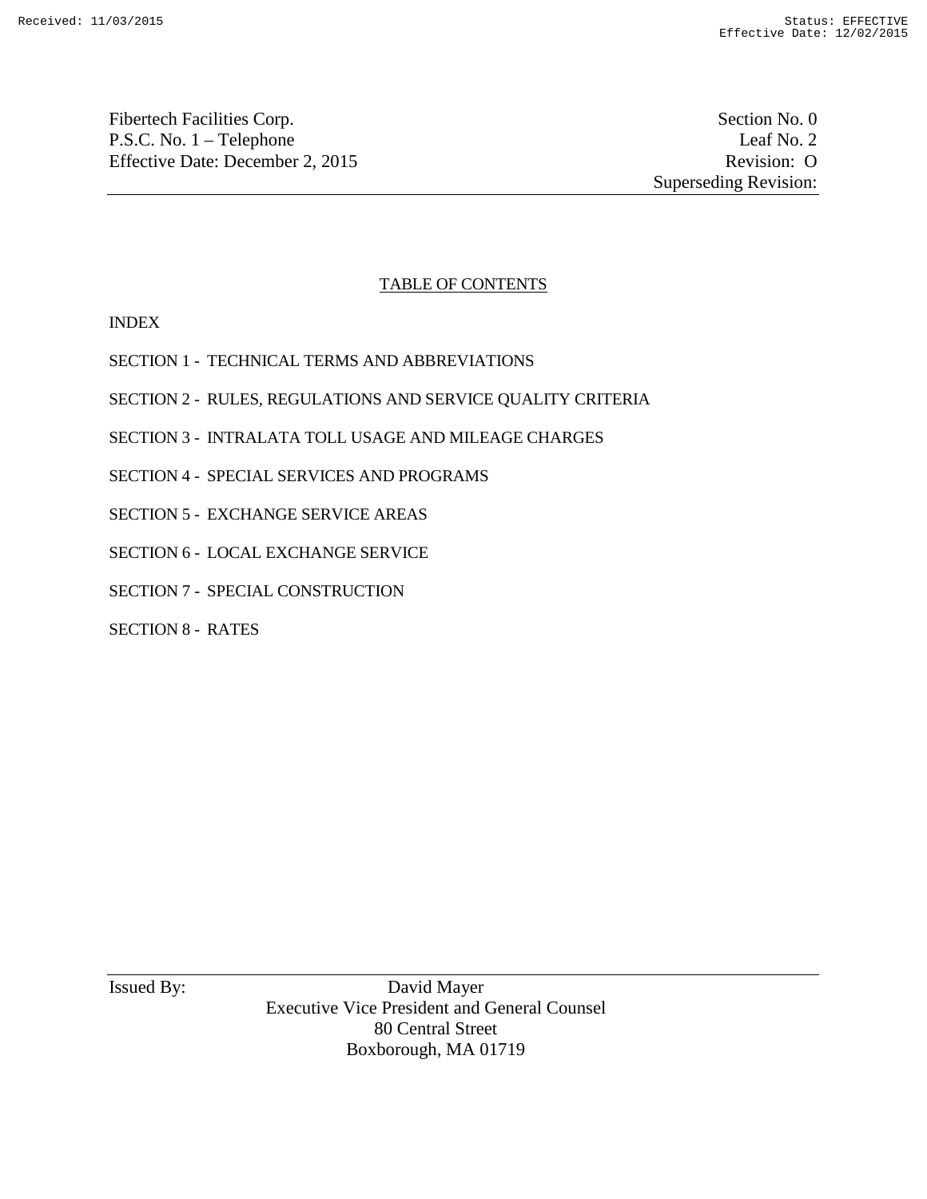Fibertech Facilities Corp.
P.S.C. No. 1 – Telephone
Effective Date: December 2, 2015

Section No. 0
Leaf No. 2
Revision: O
Superseding Revision:

## TABLE OF CONTENTS

INDEX

SECTION 1 - TECHNICAL TERMS AND ABBREVIATIONS

SECTION 2 - RULES, REGULATIONS AND SERVICE QUALITY CRITERIA

SECTION 3 - INTRALATA TOLL USAGE AND MILEAGE CHARGES

SECTION 4 - SPECIAL SERVICES AND PROGRAMS

SECTION 5 - EXCHANGE SERVICE AREAS

SECTION 6 - LOCAL EXCHANGE SERVICE

SECTION 7 - SPECIAL CONSTRUCTION

SECTION 8 - RATES

Issued By: David Mayer
Executive Vice President and General Counsel
80 Central Street
Boxborough, MA 01719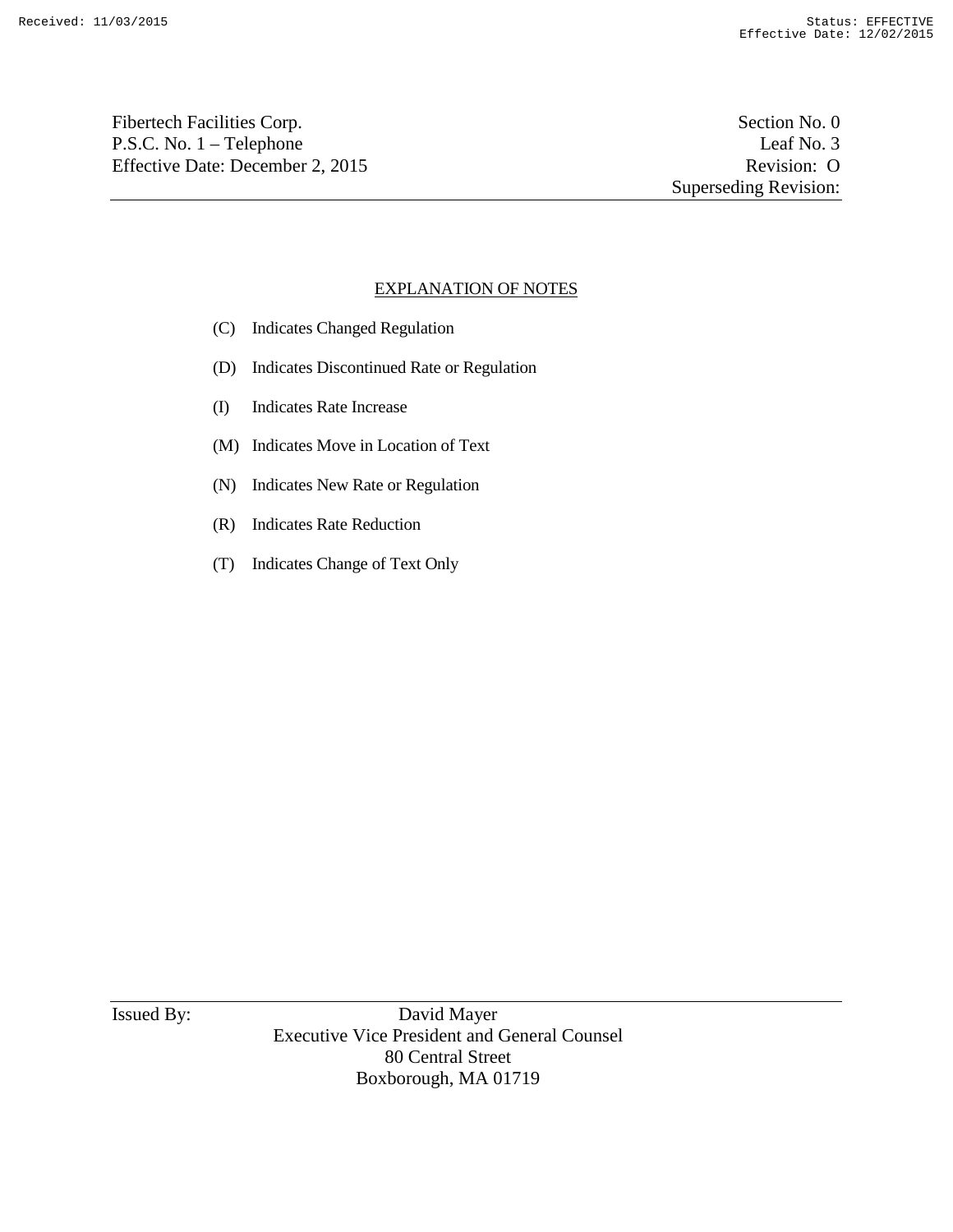Fibertech Facilities Corp.
P.S.C. No. 1 – Telephone
Effective Date: December 2, 2015

Section No. 0
Leaf No. 3
Revision: O
Superseding Revision:

## EXPLANATION OF NOTES

(C) Indicates Changed Regulation

(D) Indicates Discontinued Rate or Regulation

(I) Indicates Rate Increase

(M) Indicates Move in Location of Text

(N) Indicates New Rate or Regulation

(R) Indicates Rate Reduction

(T) Indicates Change of Text Only

Issued By: David Mayer
Executive Vice President and General Counsel
80 Central Street
Boxborough, MA 01719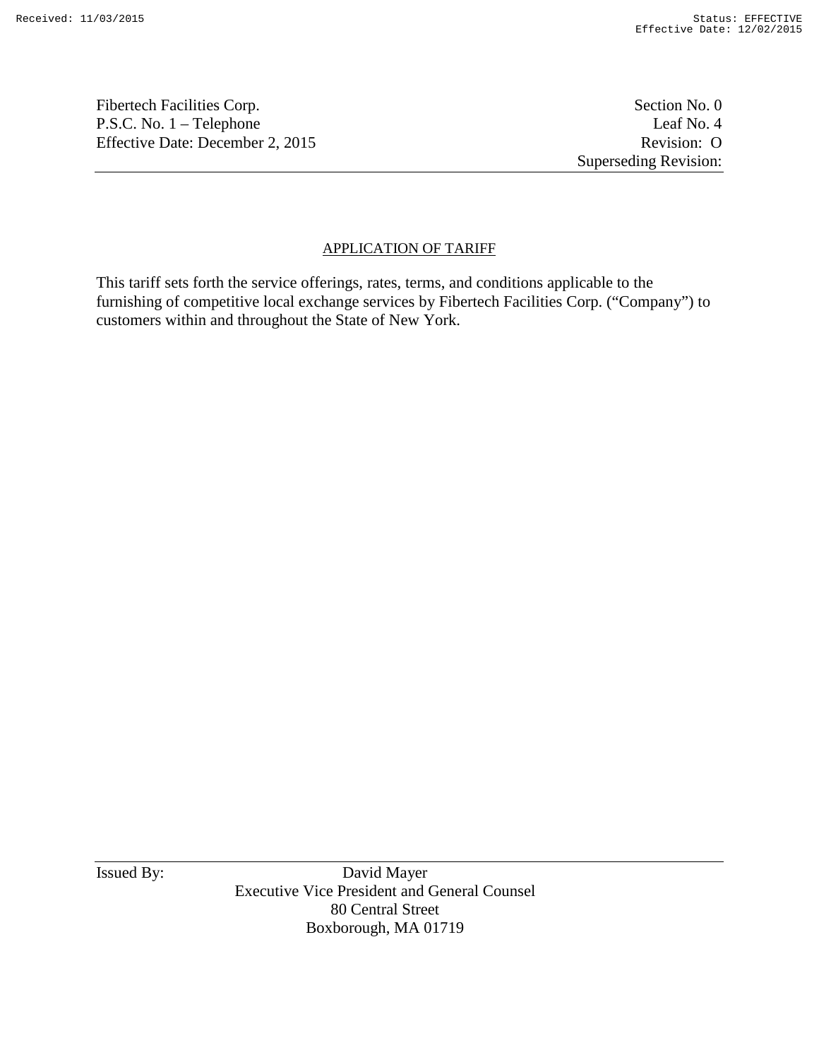Fibertech Facilities Corp. | Section No. 0
P.S.C. No. 1 – Telephone | Leaf No. 4
Effective Date: December 2, 2015 | Revision: O
Superseding Revision:

## APPLICATION OF TARIFF

This tariff sets forth the service offerings, rates, terms, and conditions applicable to the furnishing of competitive local exchange services by Fibertech Facilities Corp. ("Company") to customers within and throughout the State of New York.

Issued By: David Mayer
Executive Vice President and General Counsel
80 Central Street
Boxborough, MA 01719